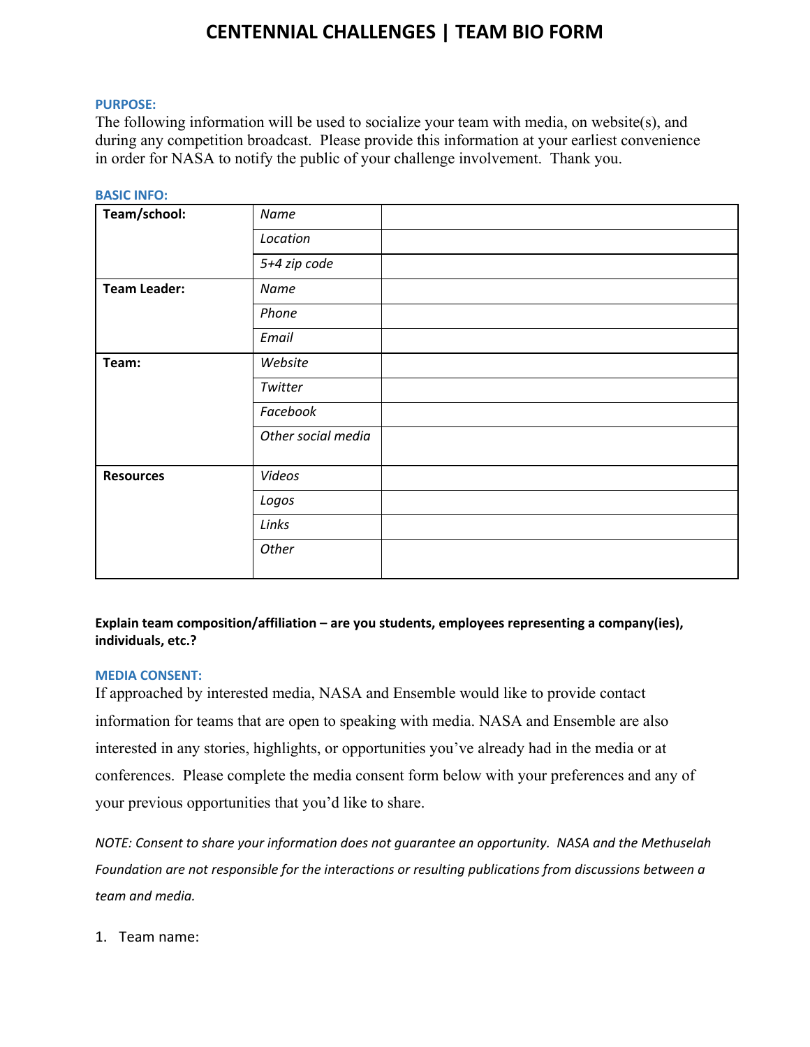# CENTENNIAL CHALLENGES | TEAM BIO FORM

**PURPOSE:**

The following information will be used to socialize your team with media, on website(s), and during any competition broadcast. Please provide this information at your earliest convenience in order for NASA to notify the public of your challenge involvement. Thank you.

**BASIC INFO:**

| | | |
|---|---|---|
| **Team/school:** | *Name* | |
| | *Location* | |
| | *5+4 zip code* | |
| **Team Leader:** | *Name* | |
| | *Phone* | |
| | *Email* | |
| **Team:** | *Website* | |
| | *Twitter* | |
| | *Facebook* | |
| | *Other social media* | |
| **Resources** | *Videos* | |
| | *Logos* | |
| | *Links* | |
| | *Other* | |

**Explain team composition/affiliation – are you students, employees representing a company(ies), individuals, etc.?**

**MEDIA CONSENT:**

If approached by interested media, NASA and Ensemble would like to provide contact information for teams that are open to speaking with media. NASA and Ensemble are also interested in any stories, highlights, or opportunities you've already had in the media or at conferences. Please complete the media consent form below with your preferences and any of your previous opportunities that you'd like to share.

*NOTE: Consent to share your information does not guarantee an opportunity. NASA and the Methuselah Foundation are not responsible for the interactions or resulting publications from discussions between a team and media.*

1. Team name: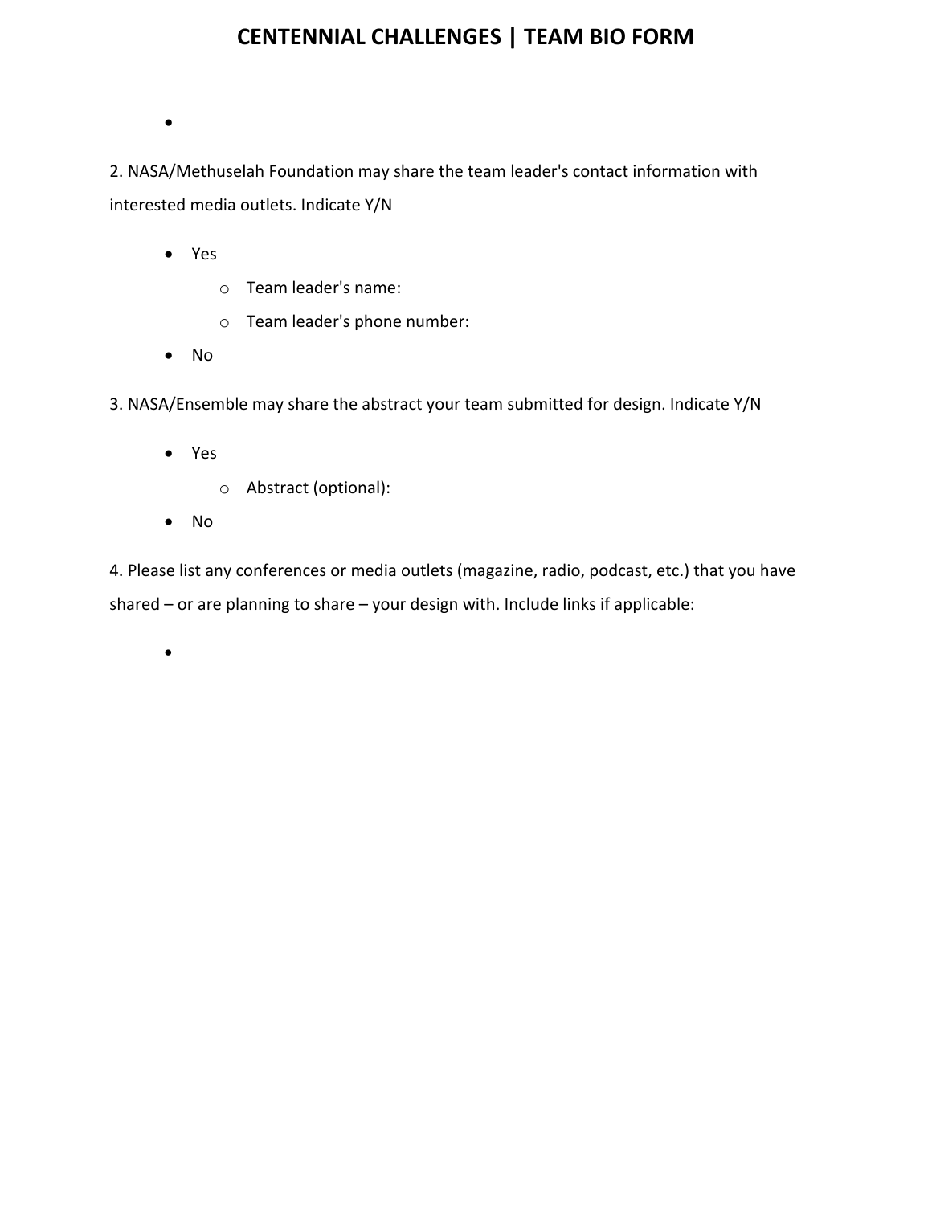- 

2. NASA/Methuselah Foundation may share the team leader's contact information with interested media outlets. Indicate Y/N

- Yes
  - Team leader's name:
  - Team leader's phone number:
- No

3. NASA/Ensemble may share the abstract your team submitted for design. Indicate Y/N

- Yes
  - Abstract (optional):
- No

4. Please list any conferences or media outlets (magazine, radio, podcast, etc.) that you have shared – or are planning to share – your design with. Include links if applicable:

-